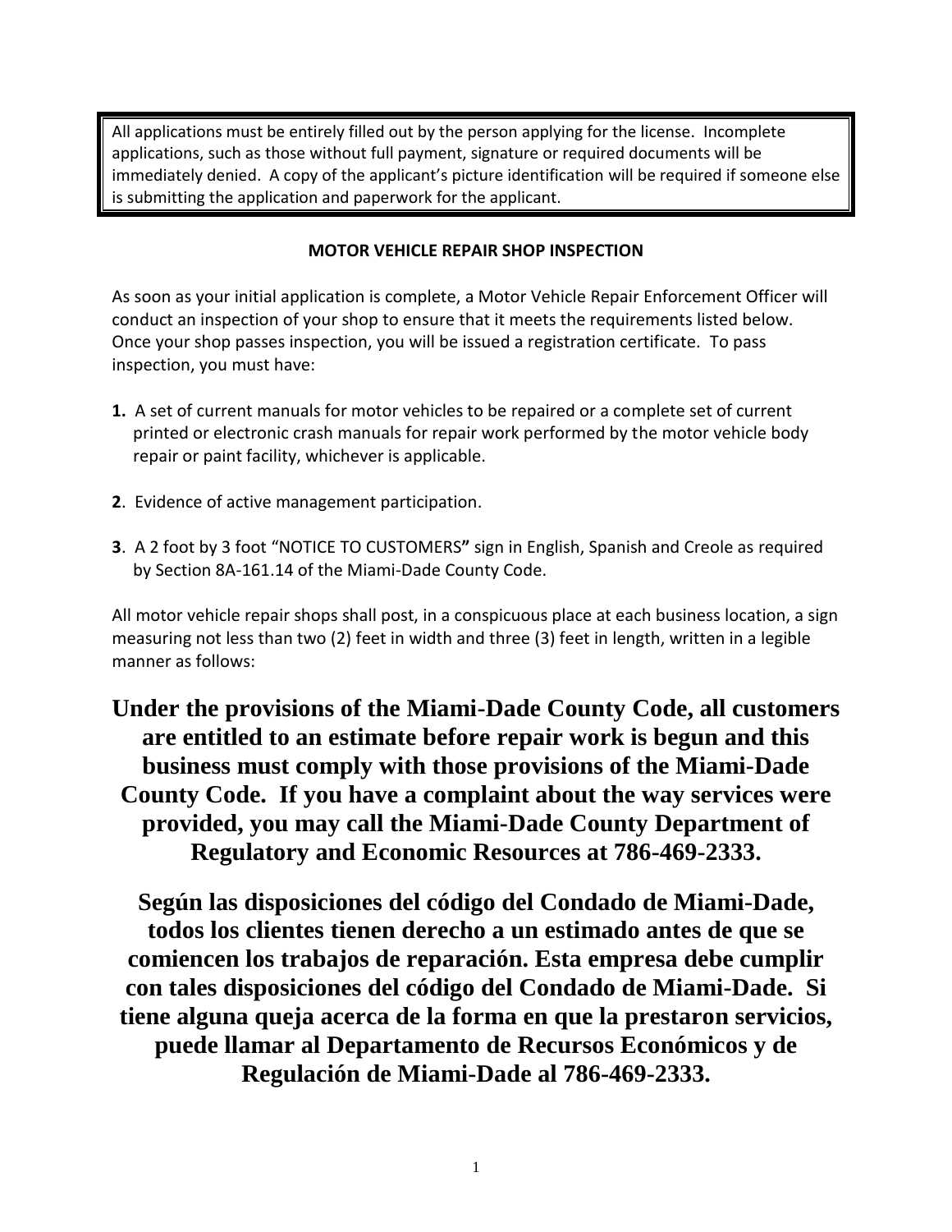All applications must be entirely filled out by the person applying for the license. Incomplete applications, such as those without full payment, signature or required documents will be immediately denied. A copy of the applicant's picture identification will be required if someone else is submitting the application and paperwork for the applicant.

## MOTOR VEHICLE REPAIR SHOP INSPECTION

As soon as your initial application is complete, a Motor Vehicle Repair Enforcement Officer will conduct an inspection of your shop to ensure that it meets the requirements listed below. Once your shop passes inspection, you will be issued a registration certificate. To pass inspection, you must have:

**1.** A set of current manuals for motor vehicles to be repaired or a complete set of current printed or electronic crash manuals for repair work performed by the motor vehicle body repair or paint facility, whichever is applicable.

**2**. Evidence of active management participation.

**3**. A 2 foot by 3 foot "NOTICE TO CUSTOMERS**"** sign in English, Spanish and Creole as required by Section 8A-161.14 of the Miami-Dade County Code.

All motor vehicle repair shops shall post, in a conspicuous place at each business location, a sign measuring not less than two (2) feet in width and three (3) feet in length, written in a legible manner as follows:

**Under the provisions of the Miami-Dade County Code, all customers are entitled to an estimate before repair work is begun and this business must comply with those provisions of the Miami-Dade County Code. If you have a complaint about the way services were provided, you may call the Miami-Dade County Department of Regulatory and Economic Resources at 786-469-2333.**

**Según las disposiciones del código del Condado de Miami-Dade, todos los clientes tienen derecho a un estimado antes de que se comiencen los trabajos de reparación. Esta empresa debe cumplir con tales disposiciones del código del Condado de Miami-Dade. Si tiene alguna queja acerca de la forma en que la prestaron servicios, puede llamar al Departamento de Recursos Económicos y de Regulación de Miami-Dade al 786-469-2333.**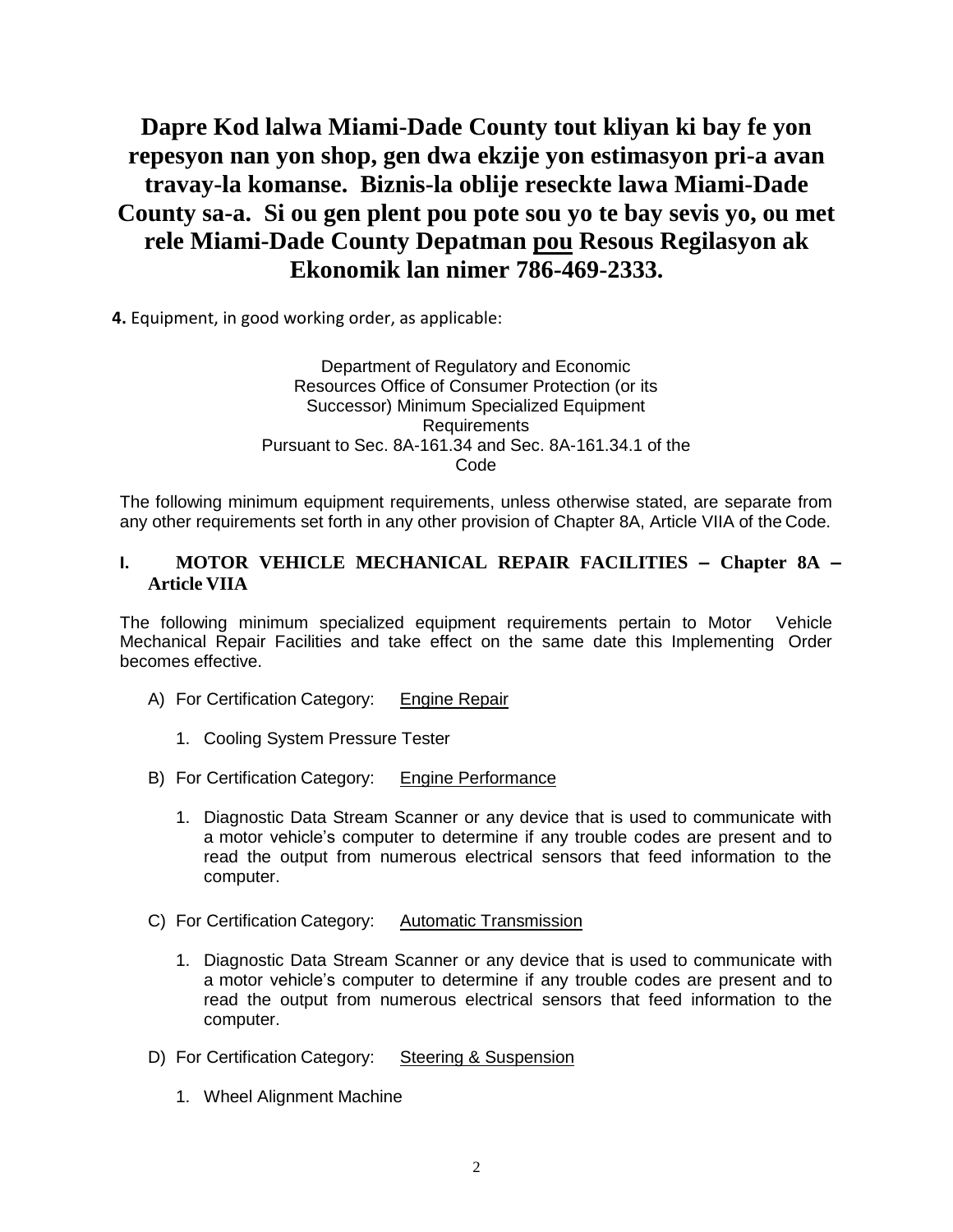**Dapre Kod lalwa Miami-Dade County tout kliyan ki bay fe yon repesyon nan yon shop, gen dwa ekzije yon estimasyon pri-a avan travay-la komanse. Biznis-la oblije reseckte lawa Miami-Dade County sa-a. Si ou gen plent pou pote sou yo te bay sevis yo, ou met rele Miami-Dade County Depatman pou Resous Regilasyon ak Ekonomik lan nimer 786-469-2333.**

**4.** Equipment, in good working order, as applicable:

Department of Regulatory and Economic Resources Office of Consumer Protection (or its Successor) Minimum Specialized Equipment Requirements
Pursuant to Sec. 8A-161.34 and Sec. 8A-161.34.1 of the Code

The following minimum equipment requirements, unless otherwise stated, are separate from any other requirements set forth in any other provision of Chapter 8A, Article VIIA of the Code.

## I. MOTOR VEHICLE MECHANICAL REPAIR FACILITIES – Chapter 8A – Article VIIA

The following minimum specialized equipment requirements pertain to Motor Vehicle Mechanical Repair Facilities and take effect on the same date this Implementing Order becomes effective.

A) For Certification Category: Engine Repair

1. Cooling System Pressure Tester

B) For Certification Category: Engine Performance

1. Diagnostic Data Stream Scanner or any device that is used to communicate with a motor vehicle's computer to determine if any trouble codes are present and to read the output from numerous electrical sensors that feed information to the computer.

C) For Certification Category: Automatic Transmission

1. Diagnostic Data Stream Scanner or any device that is used to communicate with a motor vehicle's computer to determine if any trouble codes are present and to read the output from numerous electrical sensors that feed information to the computer.

D) For Certification Category: Steering & Suspension

1. Wheel Alignment Machine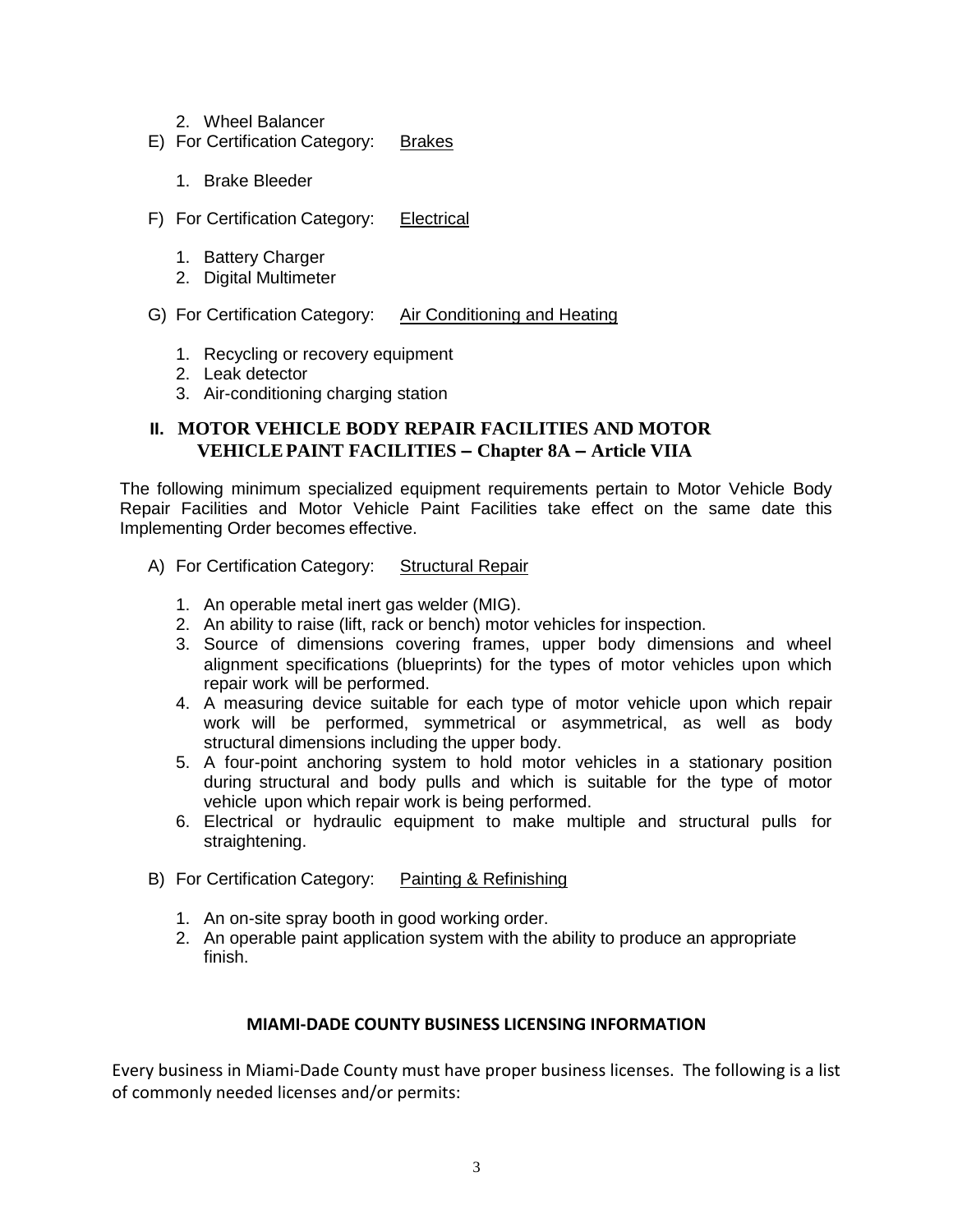2. Wheel Balancer

E) For Certification Category: Brakes

1. Brake Bleeder

F) For Certification Category: Electrical

1. Battery Charger
2. Digital Multimeter

G) For Certification Category: Air Conditioning and Heating

1. Recycling or recovery equipment
2. Leak detector
3. Air-conditioning charging station

## II. MOTOR VEHICLE BODY REPAIR FACILITIES AND MOTOR VEHICLE PAINT FACILITIES – Chapter 8A – Article VIIA

The following minimum specialized equipment requirements pertain to Motor Vehicle Body Repair Facilities and Motor Vehicle Paint Facilities take effect on the same date this Implementing Order becomes effective.

A) For Certification Category: Structural Repair

1. An operable metal inert gas welder (MIG).
2. An ability to raise (lift, rack or bench) motor vehicles for inspection.
3. Source of dimensions covering frames, upper body dimensions and wheel alignment specifications (blueprints) for the types of motor vehicles upon which repair work will be performed.
4. A measuring device suitable for each type of motor vehicle upon which repair work will be performed, symmetrical or asymmetrical, as well as body structural dimensions including the upper body.
5. A four-point anchoring system to hold motor vehicles in a stationary position during structural and body pulls and which is suitable for the type of motor vehicle upon which repair work is being performed.
6. Electrical or hydraulic equipment to make multiple and structural pulls for straightening.

B) For Certification Category: Painting & Refinishing

1. An on-site spray booth in good working order.
2. An operable paint application system with the ability to produce an appropriate finish.

## MIAMI-DADE COUNTY BUSINESS LICENSING INFORMATION

Every business in Miami-Dade County must have proper business licenses. The following is a list of commonly needed licenses and/or permits: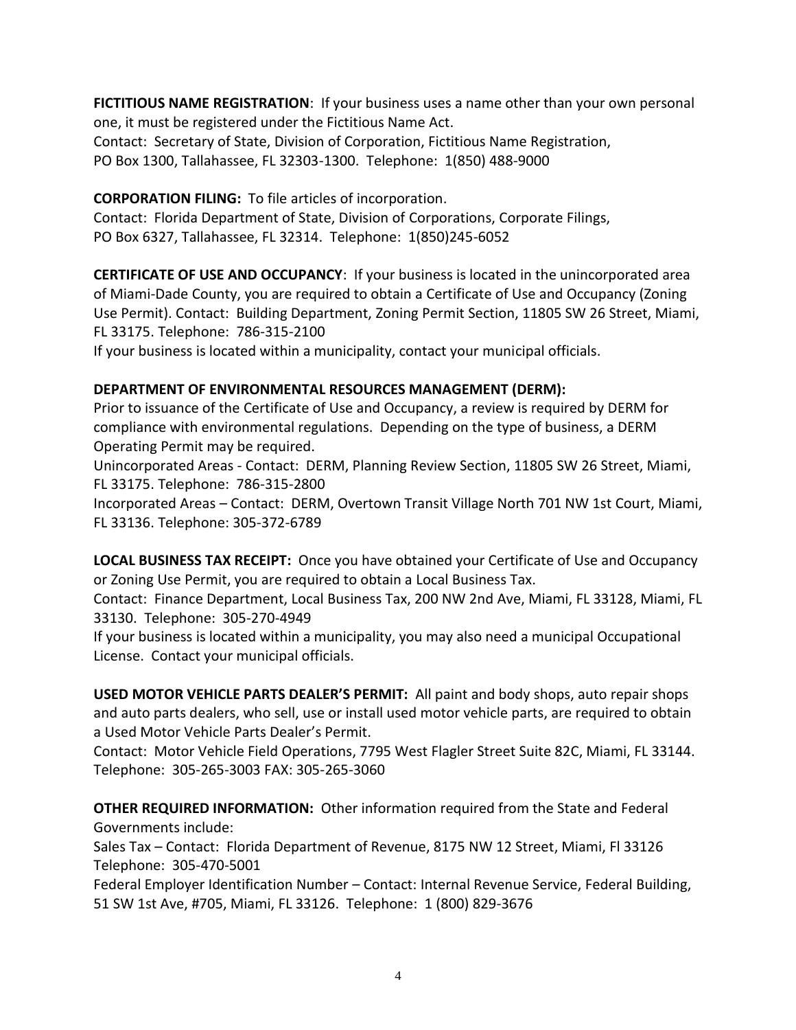**FICTITIOUS NAME REGISTRATION**: If your business uses a name other than your own personal one, it must be registered under the Fictitious Name Act.
Contact: Secretary of State, Division of Corporation, Fictitious Name Registration, PO Box 1300, Tallahassee, FL 32303-1300. Telephone: 1(850) 488-9000

**CORPORATION FILING:** To file articles of incorporation.
Contact: Florida Department of State, Division of Corporations, Corporate Filings, PO Box 6327, Tallahassee, FL 32314. Telephone: 1(850)245-6052

**CERTIFICATE OF USE AND OCCUPANCY**: If your business is located in the unincorporated area of Miami-Dade County, you are required to obtain a Certificate of Use and Occupancy (Zoning Use Permit). Contact: Building Department, Zoning Permit Section, 11805 SW 26 Street, Miami, FL 33175. Telephone: 786-315-2100
If your business is located within a municipality, contact your municipal officials.

**DEPARTMENT OF ENVIRONMENTAL RESOURCES MANAGEMENT (DERM):**
Prior to issuance of the Certificate of Use and Occupancy, a review is required by DERM for compliance with environmental regulations. Depending on the type of business, a DERM Operating Permit may be required.
Unincorporated Areas - Contact: DERM, Planning Review Section, 11805 SW 26 Street, Miami, FL 33175. Telephone: 786-315-2800
Incorporated Areas – Contact: DERM, Overtown Transit Village North 701 NW 1st Court, Miami, FL 33136. Telephone: 305-372-6789

**LOCAL BUSINESS TAX RECEIPT:** Once you have obtained your Certificate of Use and Occupancy or Zoning Use Permit, you are required to obtain a Local Business Tax.
Contact: Finance Department, Local Business Tax, 200 NW 2nd Ave, Miami, FL 33128, Miami, FL 33130. Telephone: 305-270-4949
If your business is located within a municipality, you may also need a municipal Occupational License. Contact your municipal officials.

**USED MOTOR VEHICLE PARTS DEALER'S PERMIT:** All paint and body shops, auto repair shops and auto parts dealers, who sell, use or install used motor vehicle parts, are required to obtain a Used Motor Vehicle Parts Dealer's Permit.
Contact: Motor Vehicle Field Operations, 7795 West Flagler Street Suite 82C, Miami, FL 33144. Telephone: 305-265-3003 FAX: 305-265-3060

**OTHER REQUIRED INFORMATION:** Other information required from the State and Federal Governments include:
Sales Tax – Contact: Florida Department of Revenue, 8175 NW 12 Street, Miami, Fl 33126 Telephone: 305-470-5001
Federal Employer Identification Number – Contact: Internal Revenue Service, Federal Building, 51 SW 1st Ave, #705, Miami, FL 33126. Telephone: 1 (800) 829-3676